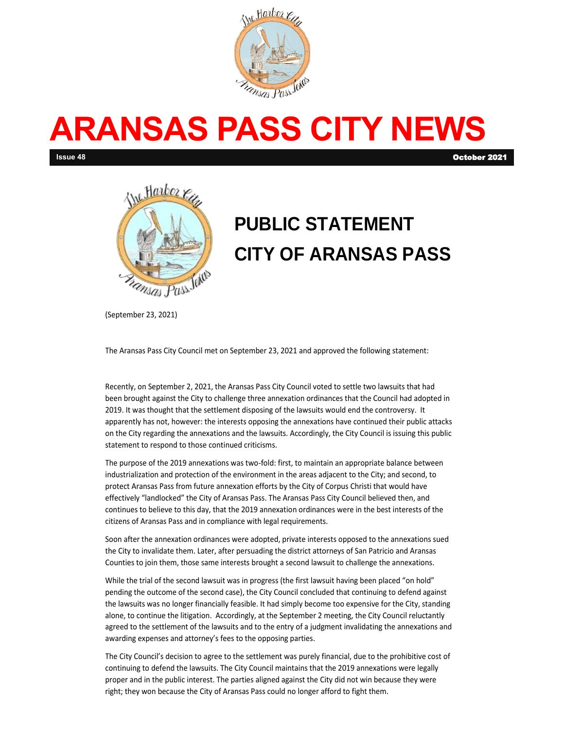# ARANSAS PASS CITY NEWS

**Issue 48** **October 2021**

## PUBLIC STATEMENT
## CITY OF ARANSAS PASS

(September 23, 2021)

The Aransas Pass City Council met on September 23, 2021 and approved the following statement:

Recently, on September 2, 2021, the Aransas Pass City Council voted to settle two lawsuits that had been brought against the City to challenge three annexation ordinances that the Council had adopted in 2019. It was thought that the settlement disposing of the lawsuits would end the controversy. It apparently has not, however: the interests opposing the annexations have continued their public attacks on the City regarding the annexations and the lawsuits. Accordingly, the City Council is issuing this public statement to respond to those continued criticisms.

The purpose of the 2019 annexations was two-fold: first, to maintain an appropriate balance between industrialization and protection of the environment in the areas adjacent to the City; and second, to protect Aransas Pass from future annexation efforts by the City of Corpus Christi that would have effectively "landlocked" the City of Aransas Pass. The Aransas Pass City Council believed then, and continues to believe to this day, that the 2019 annexation ordinances were in the best interests of the citizens of Aransas Pass and in compliance with legal requirements.

Soon after the annexation ordinances were adopted, private interests opposed to the annexations sued the City to invalidate them. Later, after persuading the district attorneys of San Patricio and Aransas Counties to join them, those same interests brought a second lawsuit to challenge the annexations.

While the trial of the second lawsuit was in progress (the first lawsuit having been placed "on hold" pending the outcome of the second case), the City Council concluded that continuing to defend against the lawsuits was no longer financially feasible. It had simply become too expensive for the City, standing alone, to continue the litigation. Accordingly, at the September 2 meeting, the City Council reluctantly agreed to the settlement of the lawsuits and to the entry of a judgment invalidating the annexations and awarding expenses and attorney's fees to the opposing parties.

The City Council's decision to agree to the settlement was purely financial, due to the prohibitive cost of continuing to defend the lawsuits. The City Council maintains that the 2019 annexations were legally proper and in the public interest. The parties aligned against the City did not win because they were right; they won because the City of Aransas Pass could no longer afford to fight them.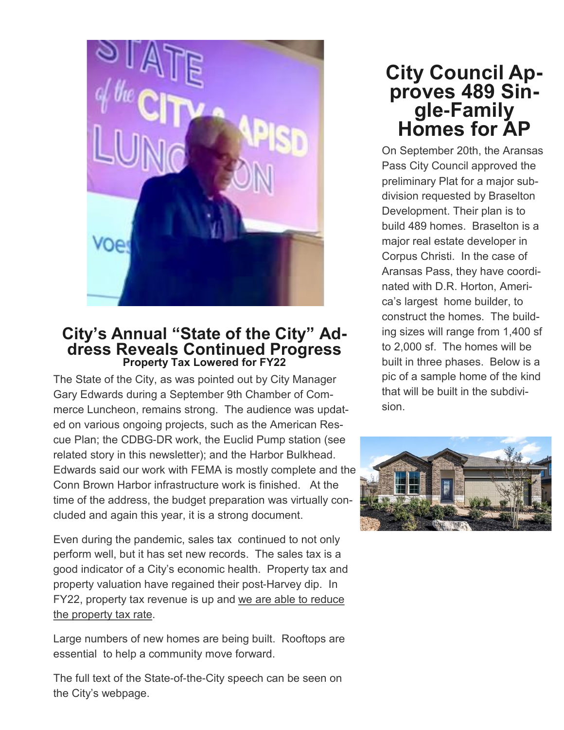## City's Annual "State of the City" Address Reveals Continued Progress

### Property Tax Lowered for FY22

The State of the City, as was pointed out by City Manager Gary Edwards during a September 9th Chamber of Commerce Luncheon, remains strong. The audience was updated on various ongoing projects, such as the American Rescue Plan; the CDBG-DR work, the Euclid Pump station (see related story in this newsletter); and the Harbor Bulkhead. Edwards said our work with FEMA is mostly complete and the Conn Brown Harbor infrastructure work is finished. At the time of the address, the budget preparation was virtually concluded and again this year, it is a strong document.

Even during the pandemic, sales tax continued to not only perform well, but it has set new records. The sales tax is a good indicator of a City's economic health. Property tax and property valuation have regained their post-Harvey dip. In FY22, property tax revenue is up and we are able to reduce the property tax rate.

Large numbers of new homes are being built. Rooftops are essential to help a community move forward.

The full text of the State-of-the-City speech can be seen on the City's webpage.

## City Council Approves 489 Single-Family Homes for AP

On September 20th, the Aransas Pass City Council approved the preliminary Plat for a major subdivision requested by Braselton Development. Their plan is to build 489 homes. Braselton is a major real estate developer in Corpus Christi. In the case of Aransas Pass, they have coordinated with D.R. Horton, America's largest home builder, to construct the homes. The building sizes will range from 1,400 sf to 2,000 sf. The homes will be built in three phases. Below is a pic of a sample home of the kind that will be built in the subdivision.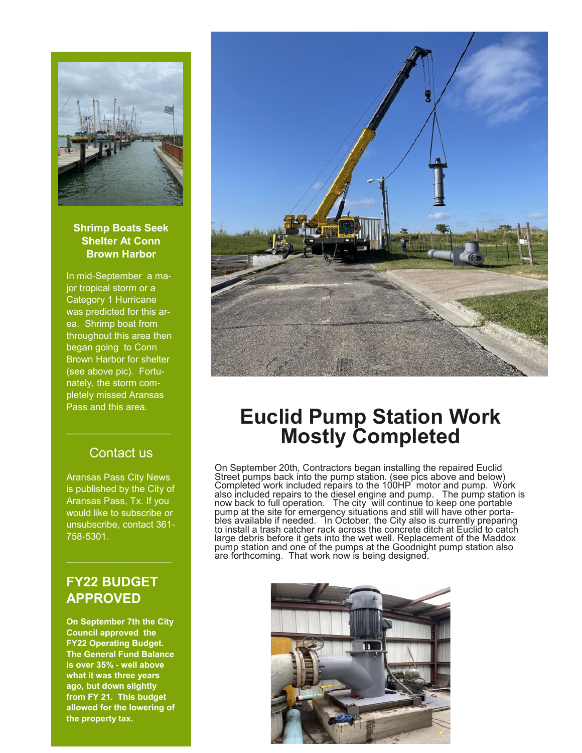### Shrimp Boats Seek Shelter At Conn Brown Harbor

In mid-September a major tropical storm or a Category 1 Hurricane was predicted for this area. Shrimp boat from throughout this area then began going to Conn Brown Harbor for shelter (see above pic). Fortunately, the storm completely missed Aransas Pass and this area.

### Contact us

Aransas Pass City News is published by the City of Aransas Pass, Tx. If you would like to subscribe or unsubscribe, contact 361-758-5301.

### FY22 BUDGET APPROVED

**On September 7th the City Council approved the FY22 Operating Budget. The General Fund Balance is over 35% - well above what it was three years ago, but down slightly from FY 21. This budget allowed for the lowering of the property tax.**

# Euclid Pump Station Work Mostly Completed

On September 20th, Contractors began installing the repaired Euclid Street pumps back into the pump station. (see pics above and below) Completed work included repairs to the 100HP motor and pump. Work also included repairs to the diesel engine and pump. The pump station is now back to full operation. The city will continue to keep one portable pump at the site for emergency situations and still will have other portables available if needed. In October, the City also is currently preparing to install a trash catcher rack across the concrete ditch at Euclid to catch large debris before it gets into the wet well. Replacement of the Maddox pump station and one of the pumps at the Goodnight pump station also are forthcoming. That work now is being designed.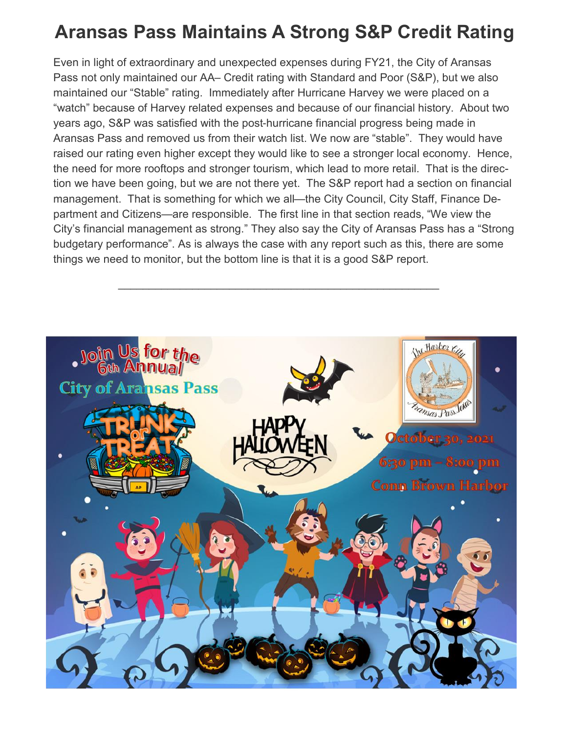# Aransas Pass Maintains A Strong S&P Credit Rating

Even in light of extraordinary and unexpected expenses during FY21, the City of Aransas Pass not only maintained our AA– Credit rating with Standard and Poor (S&P), but we also maintained our "Stable" rating. Immediately after Hurricane Harvey we were placed on a "watch" because of Harvey related expenses and because of our financial history. About two years ago, S&P was satisfied with the post-hurricane financial progress being made in Aransas Pass and removed us from their watch list. We now are "stable". They would have raised our rating even higher except they would like to see a stronger local economy. Hence, the need for more rooftops and stronger tourism, which lead to more retail. That is the direction we have been going, but we are not there yet. The S&P report had a section on financial management. That is something for which we all—the City Council, City Staff, Finance Department and Citizens—are responsible. The first line in that section reads, "We view the City's financial management as strong." They also say the City of Aransas Pass has a "Strong budgetary performance". As is always the case with any report such as this, there are some things we need to monitor, but the bottom line is that it is a good S&P report.

---

Join Us for the 6th Annual

City of Aransas Pass

TRUNK or TREAT

HAPPY HALLOWEEN

The Harbor City — Aransas Pass, Texas

October 30, 2021

6:30 pm – 8:00 pm

Conn Brown Harbor